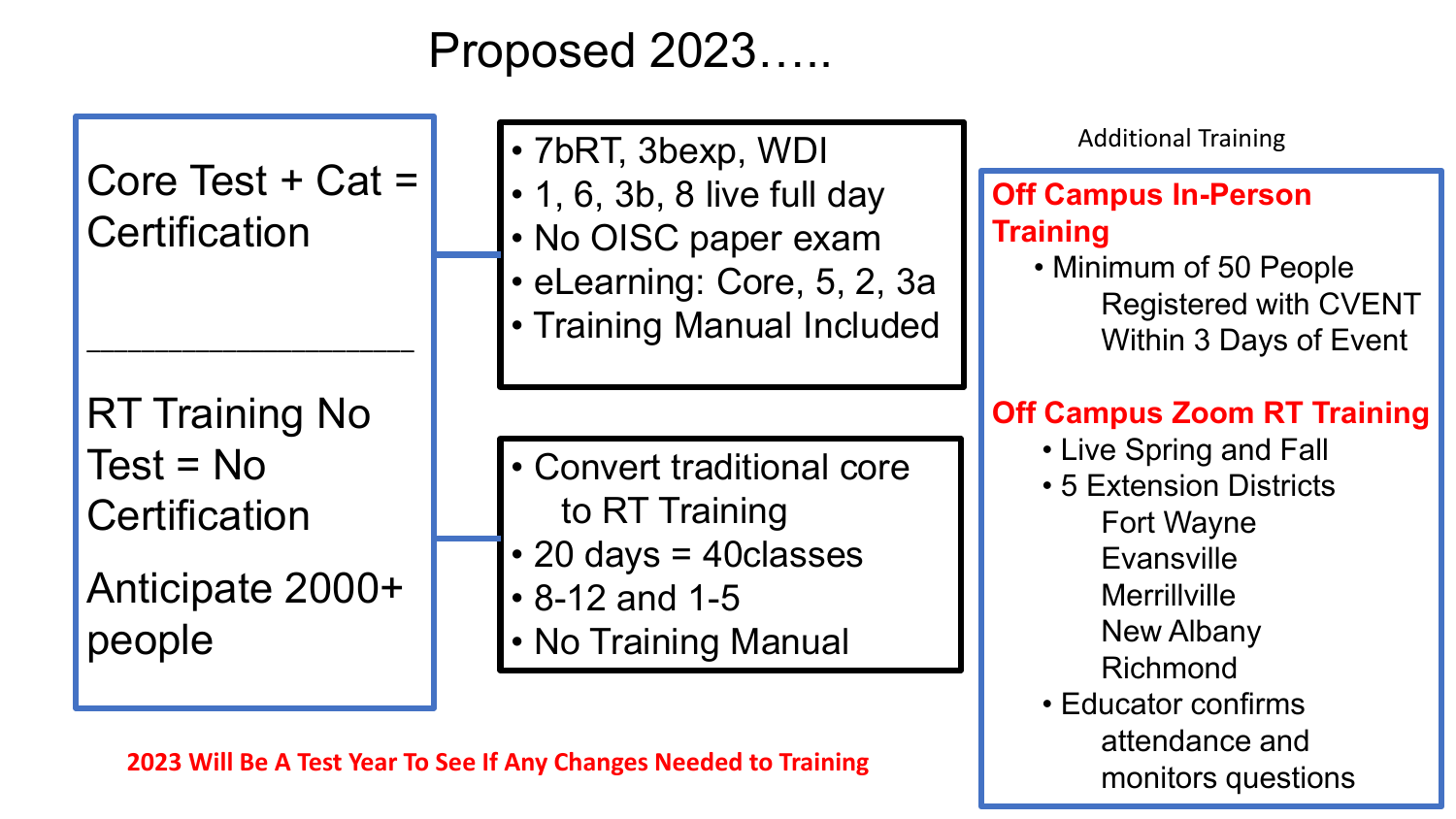# Proposed 2023…..

Core Test + Cat = Certification

- 7bRT, 3bexp, WDI
- 1, 6, 3b, 8 live full day
- No OISC paper exam
- eLearning: Core, 5, 2, 3a
- Training Manual Included

___________________

RT Training No Test = No Certification

Anticipate 2000+ people

- Convert traditional core to RT Training
- 20 days = 40classes
- 8-12 and 1-5
- No Training Manual

**2023 Will Be A Test Year To See If Any Changes Needed to Training**

Additional Training

**Off Campus In-Person Training**

- Minimum of 50 People Registered with CVENT Within 3 Days of Event

**Off Campus Zoom RT Training**

- Live Spring and Fall
- 5 Extension Districts
  - Fort Wayne
  - Evansville
  - Merrillville
  - New Albany
  - Richmond
- Educator confirms attendance and monitors questions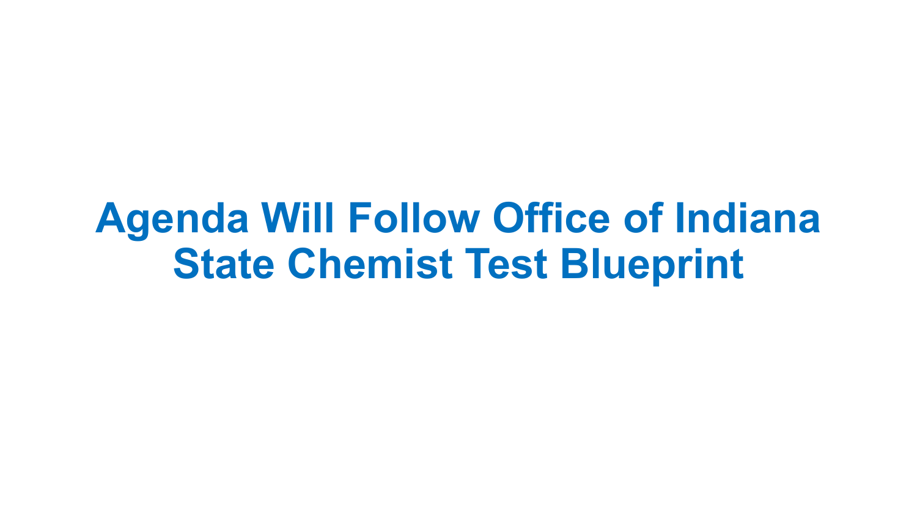# Agenda Will Follow Office of Indiana State Chemist Test Blueprint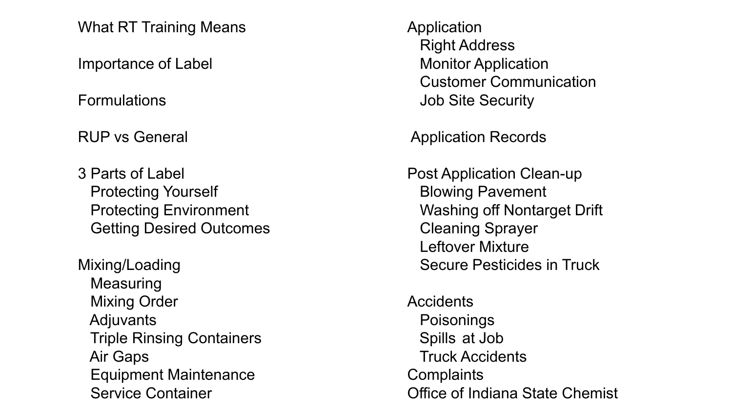What RT Training Means

Importance of Label

Formulations

RUP vs General

3 Parts of Label
- Protecting Yourself
- Protecting Environment
- Getting Desired Outcomes

Mixing/Loading
- Measuring
- Mixing Order
- Adjuvants
- Triple Rinsing Containers
- Air Gaps
- Equipment Maintenance
- Service Container

Application
- Right Address
- Monitor Application
- Customer Communication
- Job Site Security

Application Records

Post Application Clean-up
- Blowing Pavement
- Washing off Nontarget Drift
- Cleaning Sprayer
- Leftover Mixture
- Secure Pesticides in Truck

Accidents
- Poisonings
- Spills at Job
- Truck Accidents

Complaints

Office of Indiana State Chemist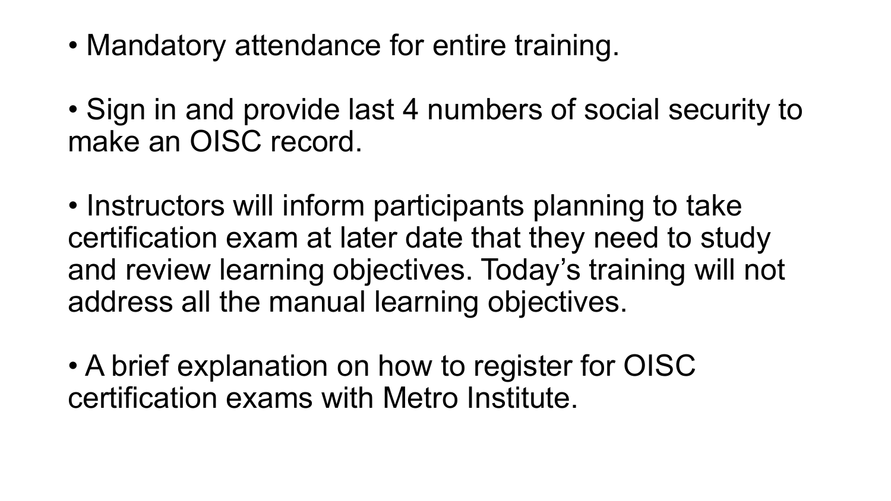- Mandatory attendance for entire training.

- Sign in and provide last 4 numbers of social security to make an OISC record.

- Instructors will inform participants planning to take certification exam at later date that they need to study and review learning objectives. Today's training will not address all the manual learning objectives.

- A brief explanation on how to register for OISC certification exams with Metro Institute.